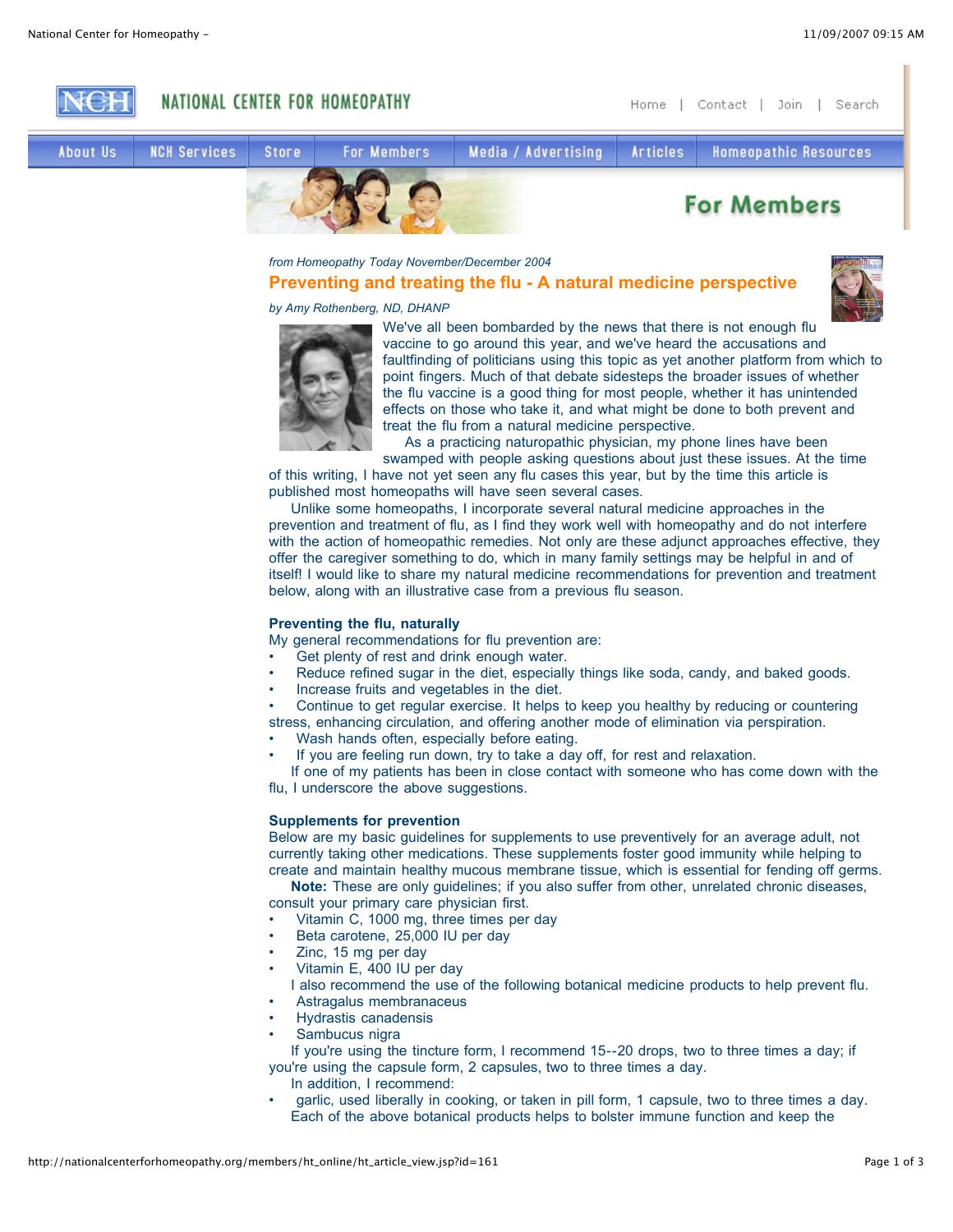*from Homeopathy Today November/December 2004*

## Preventing and treating the flu - A natural medicine perspective

*by Amy Rothenberg, ND, DHANP*

We've all been bombarded by the news that there is not enough flu vaccine to go around this year, and we've heard the accusations and faultfinding of politicians using this topic as yet another platform from which to point fingers. Much of that debate sidesteps the broader issues of whether the flu vaccine is a good thing for most people, whether it has unintended effects on those who take it, and what might be done to both prevent and treat the flu from a natural medicine perspective.

As a practicing naturopathic physician, my phone lines have been swamped with people asking questions about just these issues. At the time of this writing, I have not yet seen any flu cases this year, but by the time this article is published most homeopaths will have seen several cases.

Unlike some homeopaths, I incorporate several natural medicine approaches in the prevention and treatment of flu, as I find they work well with homeopathy and do not interfere with the action of homeopathic remedies. Not only are these adjunct approaches effective, they offer the caregiver something to do, which in many family settings may be helpful in and of itself! I would like to share my natural medicine recommendations for prevention and treatment below, along with an illustrative case from a previous flu season.

### Preventing the flu, naturally

My general recommendations for flu prevention are:

- Get plenty of rest and drink enough water.
- Reduce refined sugar in the diet, especially things like soda, candy, and baked goods.
- Increase fruits and vegetables in the diet.
- Continue to get regular exercise. It helps to keep you healthy by reducing or countering stress, enhancing circulation, and offering another mode of elimination via perspiration.
- Wash hands often, especially before eating.
- If you are feeling run down, try to take a day off, for rest and relaxation.

If one of my patients has been in close contact with someone who has come down with the flu, I underscore the above suggestions.

### Supplements for prevention

Below are my basic guidelines for supplements to use preventively for an average adult, not currently taking other medications. These supplements foster good immunity while helping to create and maintain healthy mucous membrane tissue, which is essential for fending off germs.

**Note:** These are only guidelines; if you also suffer from other, unrelated chronic diseases, consult your primary care physician first.

- Vitamin C, 1000 mg, three times per day
- Beta carotene, 25,000 IU per day
- Zinc, 15 mg per day
- Vitamin E, 400 IU per day

I also recommend the use of the following botanical medicine products to help prevent flu.

- Astragalus membranaceus
- Hydrastis canadensis
- Sambucus nigra

If you're using the tincture form, I recommend 15--20 drops, two to three times a day; if you're using the capsule form, 2 capsules, two to three times a day.

In addition, I recommend:

- garlic, used liberally in cooking, or taken in pill form, 1 capsule, two to three times a day.

Each of the above botanical products helps to bolster immune function and keep the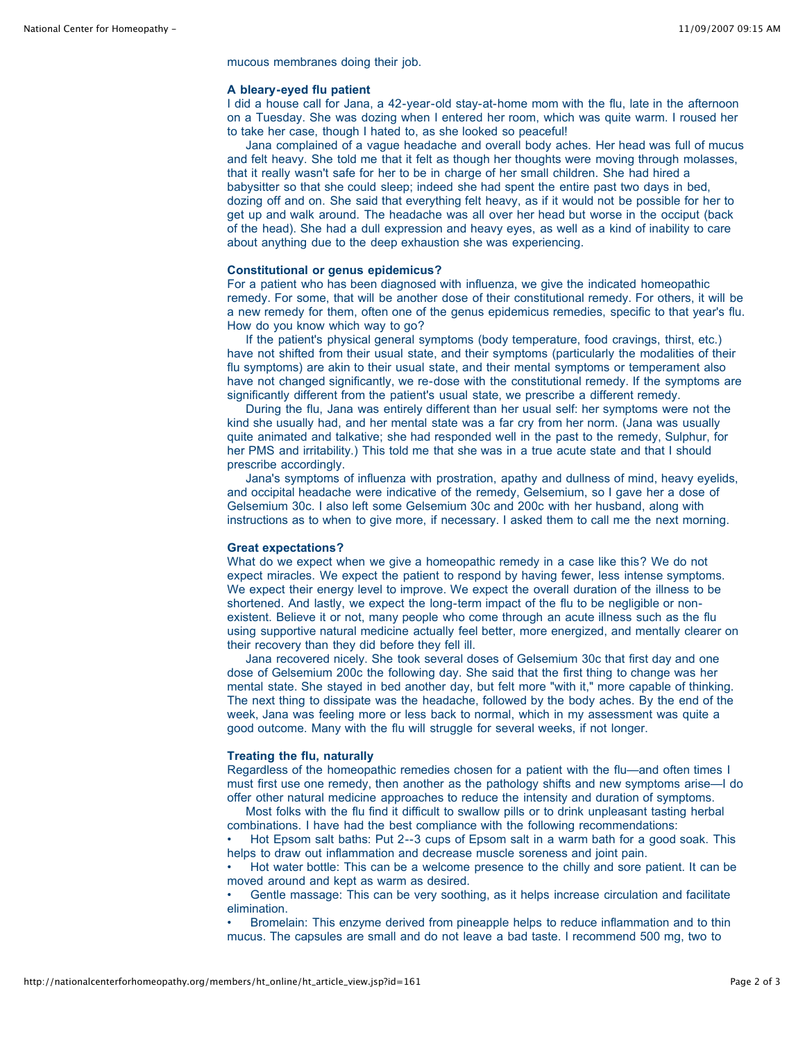mucous membranes doing their job.

### A bleary-eyed flu patient

I did a house call for Jana, a 42-year-old stay-at-home mom with the flu, late in the afternoon on a Tuesday. She was dozing when I entered her room, which was quite warm. I roused her to take her case, though I hated to, as she looked so peaceful!

Jana complained of a vague headache and overall body aches. Her head was full of mucus and felt heavy. She told me that it felt as though her thoughts were moving through molasses, that it really wasn't safe for her to be in charge of her small children. She had hired a babysitter so that she could sleep; indeed she had spent the entire past two days in bed, dozing off and on. She said that everything felt heavy, as if it would not be possible for her to get up and walk around. The headache was all over her head but worse in the occiput (back of the head). She had a dull expression and heavy eyes, as well as a kind of inability to care about anything due to the deep exhaustion she was experiencing.

### Constitutional or genus epidemicus?

For a patient who has been diagnosed with influenza, we give the indicated homeopathic remedy. For some, that will be another dose of their constitutional remedy. For others, it will be a new remedy for them, often one of the genus epidemicus remedies, specific to that year's flu. How do you know which way to go?

If the patient's physical general symptoms (body temperature, food cravings, thirst, etc.) have not shifted from their usual state, and their symptoms (particularly the modalities of their flu symptoms) are akin to their usual state, and their mental symptoms or temperament also have not changed significantly, we re-dose with the constitutional remedy. If the symptoms are significantly different from the patient's usual state, we prescribe a different remedy.

During the flu, Jana was entirely different than her usual self: her symptoms were not the kind she usually had, and her mental state was a far cry from her norm. (Jana was usually quite animated and talkative; she had responded well in the past to the remedy, Sulphur, for her PMS and irritability.) This told me that she was in a true acute state and that I should prescribe accordingly.

Jana's symptoms of influenza with prostration, apathy and dullness of mind, heavy eyelids, and occipital headache were indicative of the remedy, Gelsemium, so I gave her a dose of Gelsemium 30c. I also left some Gelsemium 30c and 200c with her husband, along with instructions as to when to give more, if necessary. I asked them to call me the next morning.

### Great expectations?

What do we expect when we give a homeopathic remedy in a case like this? We do not expect miracles. We expect the patient to respond by having fewer, less intense symptoms. We expect their energy level to improve. We expect the overall duration of the illness to be shortened. And lastly, we expect the long-term impact of the flu to be negligible or non-existent. Believe it or not, many people who come through an acute illness such as the flu using supportive natural medicine actually feel better, more energized, and mentally clearer on their recovery than they did before they fell ill.

Jana recovered nicely. She took several doses of Gelsemium 30c that first day and one dose of Gelsemium 200c the following day. She said that the first thing to change was her mental state. She stayed in bed another day, but felt more "with it," more capable of thinking. The next thing to dissipate was the headache, followed by the body aches. By the end of the week, Jana was feeling more or less back to normal, which in my assessment was quite a good outcome. Many with the flu will struggle for several weeks, if not longer.

### Treating the flu, naturally

Regardless of the homeopathic remedies chosen for a patient with the flu—and often times I must first use one remedy, then another as the pathology shifts and new symptoms arise—I do offer other natural medicine approaches to reduce the intensity and duration of symptoms.

Most folks with the flu find it difficult to swallow pills or to drink unpleasant tasting herbal combinations. I have had the best compliance with the following recommendations:

- Hot Epsom salt baths: Put 2--3 cups of Epsom salt in a warm bath for a good soak. This helps to draw out inflammation and decrease muscle soreness and joint pain.
- Hot water bottle: This can be a welcome presence to the chilly and sore patient. It can be moved around and kept as warm as desired.
- Gentle massage: This can be very soothing, as it helps increase circulation and facilitate elimination.
- Bromelain: This enzyme derived from pineapple helps to reduce inflammation and to thin mucus. The capsules are small and do not leave a bad taste. I recommend 500 mg, two to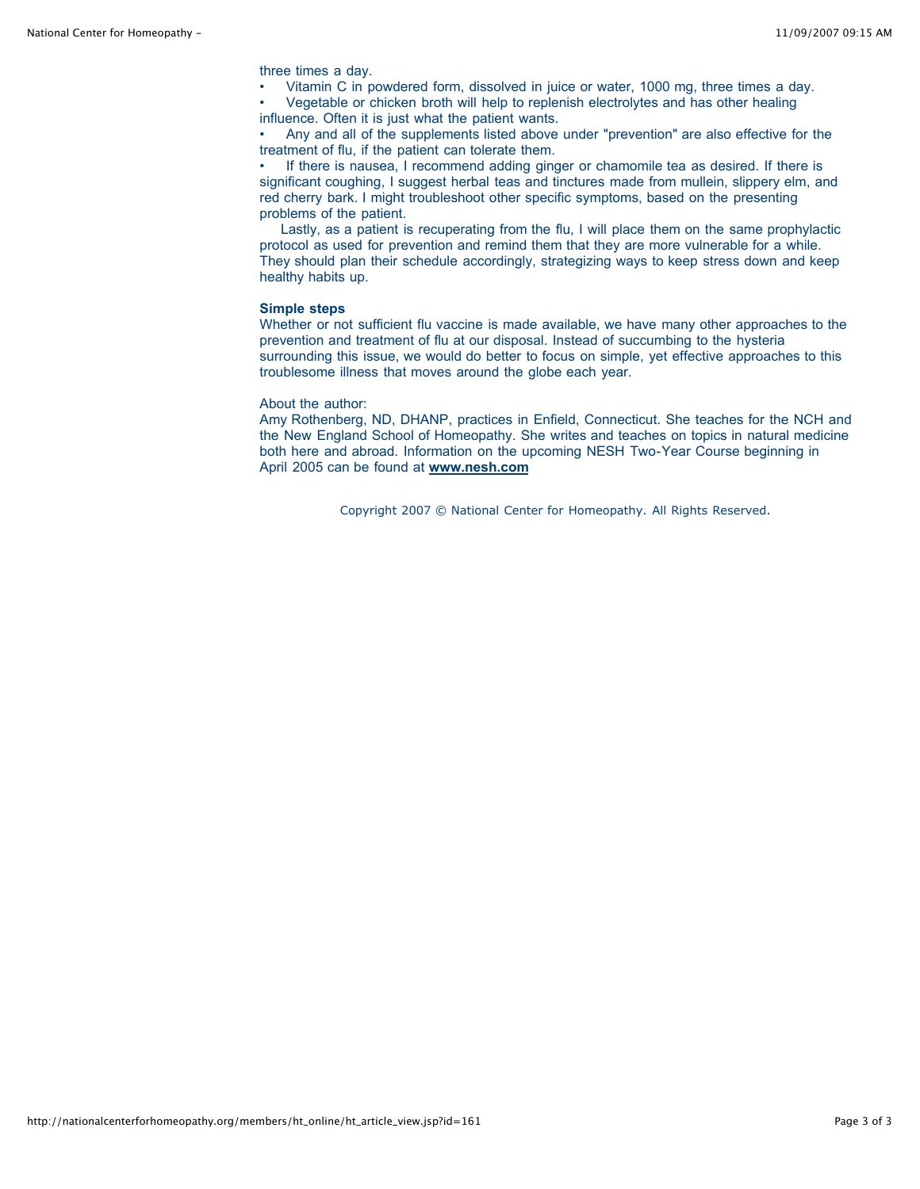three times a day.

- Vitamin C in powdered form, dissolved in juice or water, 1000 mg, three times a day.
- Vegetable or chicken broth will help to replenish electrolytes and has other healing influence. Often it is just what the patient wants.
- Any and all of the supplements listed above under "prevention" are also effective for the treatment of flu, if the patient can tolerate them.
- If there is nausea, I recommend adding ginger or chamomile tea as desired. If there is significant coughing, I suggest herbal teas and tinctures made from mullein, slippery elm, and red cherry bark. I might troubleshoot other specific symptoms, based on the presenting problems of the patient.

Lastly, as a patient is recuperating from the flu, I will place them on the same prophylactic protocol as used for prevention and remind them that they are more vulnerable for a while. They should plan their schedule accordingly, strategizing ways to keep stress down and keep healthy habits up.

**Simple steps**

Whether or not sufficient flu vaccine is made available, we have many other approaches to the prevention and treatment of flu at our disposal. Instead of succumbing to the hysteria surrounding this issue, we would do better to focus on simple, yet effective approaches to this troublesome illness that moves around the globe each year.

About the author:
Amy Rothenberg, ND, DHANP, practices in Enfield, Connecticut. She teaches for the NCH and the New England School of Homeopathy. She writes and teaches on topics in natural medicine both here and abroad. Information on the upcoming NESH Two-Year Course beginning in April 2005 can be found at **www.nesh.com**

Copyright 2007 © National Center for Homeopathy. All Rights Reserved.